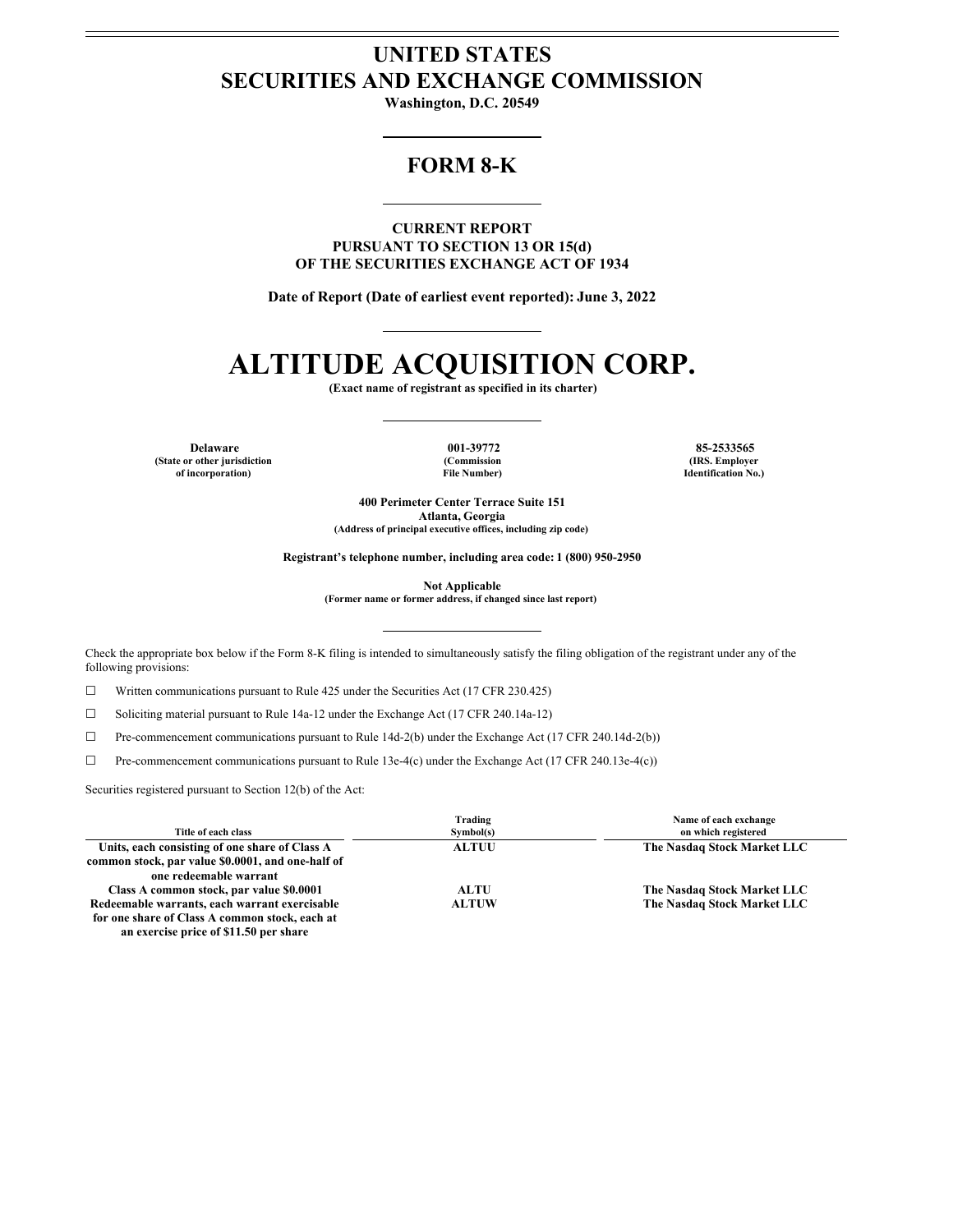# UNITED STATES
# SECURITIES AND EXCHANGE COMMISSION

**Washington, D.C. 20549**

## FORM 8-K

**CURRENT REPORT**
**PURSUANT TO SECTION 13 OR 15(d)**
**OF THE SECURITIES EXCHANGE ACT OF 1934**

**Date of Report (Date of earliest event reported): June 3, 2022**

# ALTITUDE ACQUISITION CORP.

**(Exact name of registrant as specified in its charter)**

| Delaware | 001-39772 | 85-2533565 |
|---|---|---|
| (State or other jurisdiction of incorporation) | (Commission File Number) | (IRS. Employer Identification No.) |

**400 Perimeter Center Terrace Suite 151**
**Atlanta, Georgia**
**(Address of principal executive offices, including zip code)**

**Registrant's telephone number, including area code: 1 (800) 950-2950**

**Not Applicable**
**(Former name or former address, if changed since last report)**

Check the appropriate box below if the Form 8-K filing is intended to simultaneously satisfy the filing obligation of the registrant under any of the following provisions:

☐ Written communications pursuant to Rule 425 under the Securities Act (17 CFR 230.425)

☐ Soliciting material pursuant to Rule 14a-12 under the Exchange Act (17 CFR 240.14a-12)

☐ Pre-commencement communications pursuant to Rule 14d-2(b) under the Exchange Act (17 CFR 240.14d-2(b))

☐ Pre-commencement communications pursuant to Rule 13e-4(c) under the Exchange Act (17 CFR 240.13e-4(c))

Securities registered pursuant to Section 12(b) of the Act:

| Title of each class | Trading Symbol(s) | Name of each exchange on which registered |
|---|---|---|
| **Units, each consisting of one share of Class A common stock, par value $0.0001, and one-half of one redeemable warrant** | **ALTUU** | **The Nasdaq Stock Market LLC** |
| **Class A common stock, par value $0.0001** | **ALTU** | **The Nasdaq Stock Market LLC** |
| **Redeemable warrants, each warrant exercisable for one share of Class A common stock, each at an exercise price of $11.50 per share** | **ALTUW** | **The Nasdaq Stock Market LLC** |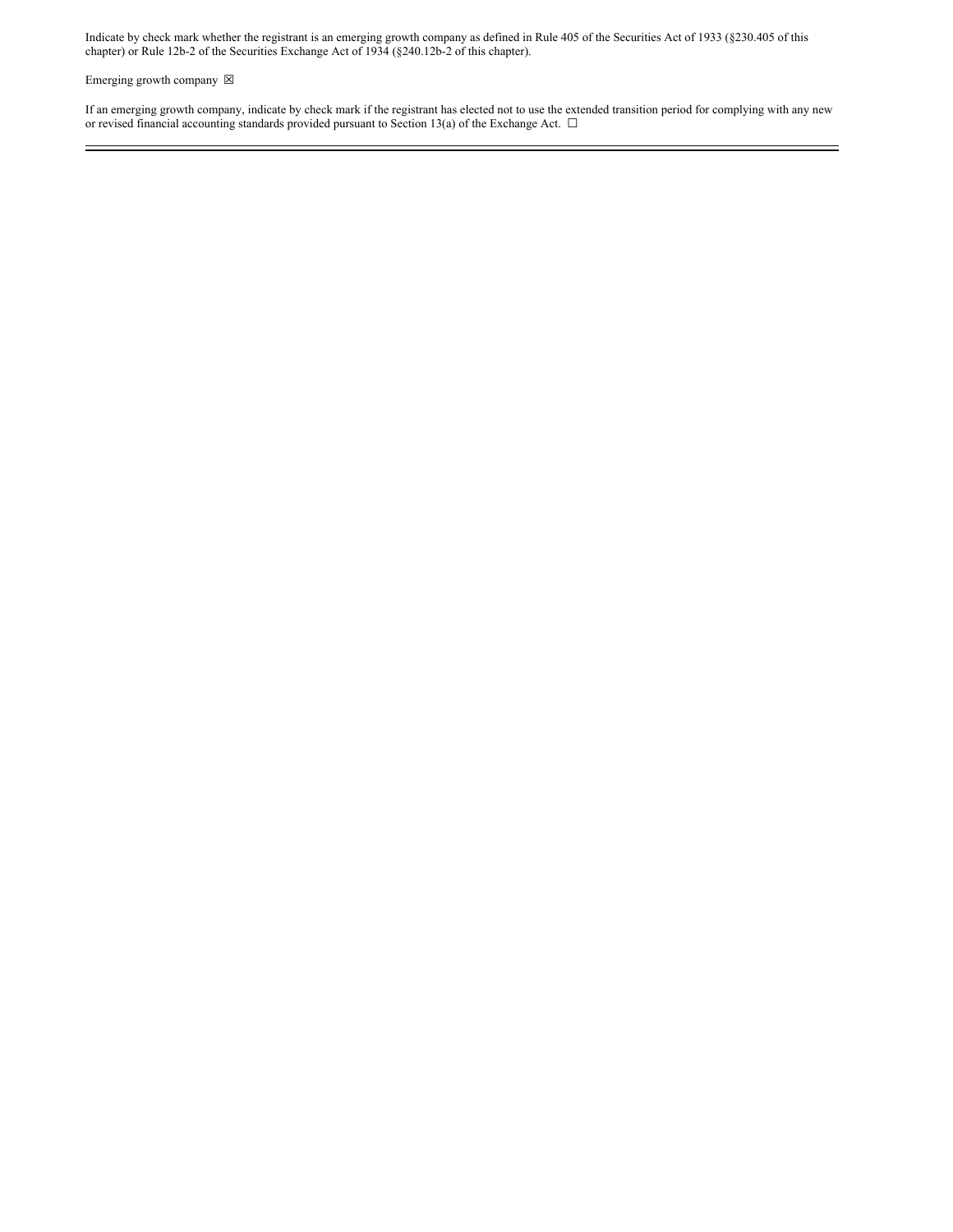Indicate by check mark whether the registrant is an emerging growth company as defined in Rule 405 of the Securities Act of 1933 (§230.405 of this chapter) or Rule 12b-2 of the Securities Exchange Act of 1934 (§240.12b-2 of this chapter).

Emerging growth company ☒

If an emerging growth company, indicate by check mark if the registrant has elected not to use the extended transition period for complying with any new or revised financial accounting standards provided pursuant to Section 13(a) of the Exchange Act. ☐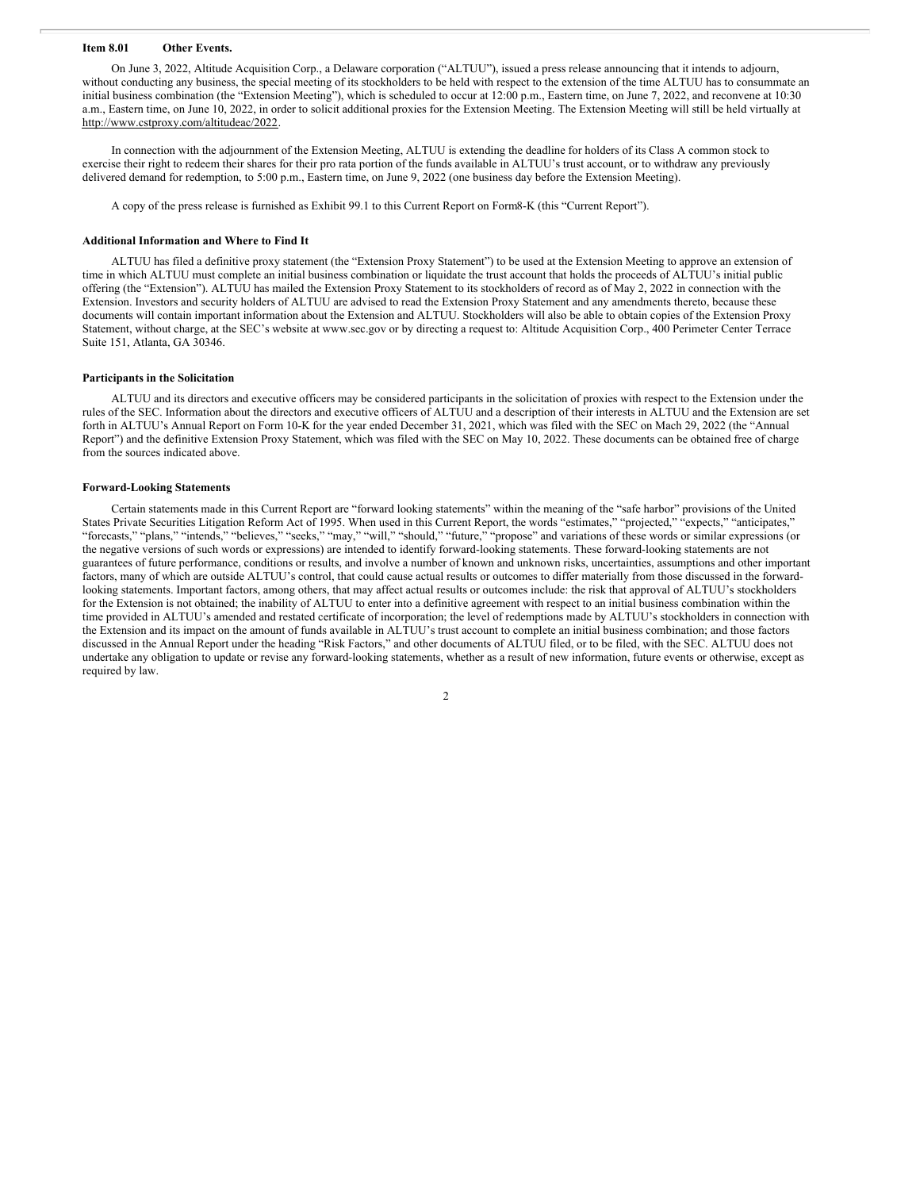**Item 8.01 Other Events.**

On June 3, 2022, Altitude Acquisition Corp., a Delaware corporation ("ALTUU"), issued a press release announcing that it intends to adjourn, without conducting any business, the special meeting of its stockholders to be held with respect to the extension of the time ALTUU has to consummate an initial business combination (the "Extension Meeting"), which is scheduled to occur at 12:00 p.m., Eastern time, on June 7, 2022, and reconvene at 10:30 a.m., Eastern time, on June 10, 2022, in order to solicit additional proxies for the Extension Meeting. The Extension Meeting will still be held virtually at http://www.cstproxy.com/altitudeac/2022.

In connection with the adjournment of the Extension Meeting, ALTUU is extending the deadline for holders of its Class A common stock to exercise their right to redeem their shares for their pro rata portion of the funds available in ALTUU's trust account, or to withdraw any previously delivered demand for redemption, to 5:00 p.m., Eastern time, on June 9, 2022 (one business day before the Extension Meeting).

A copy of the press release is furnished as Exhibit 99.1 to this Current Report on Form8-K (this "Current Report").

**Additional Information and Where to Find It**

ALTUU has filed a definitive proxy statement (the "Extension Proxy Statement") to be used at the Extension Meeting to approve an extension of time in which ALTUU must complete an initial business combination or liquidate the trust account that holds the proceeds of ALTUU's initial public offering (the "Extension"). ALTUU has mailed the Extension Proxy Statement to its stockholders of record as of May 2, 2022 in connection with the Extension. Investors and security holders of ALTUU are advised to read the Extension Proxy Statement and any amendments thereto, because these documents will contain important information about the Extension and ALTUU. Stockholders will also be able to obtain copies of the Extension Proxy Statement, without charge, at the SEC's website at www.sec.gov or by directing a request to: Altitude Acquisition Corp., 400 Perimeter Center Terrace Suite 151, Atlanta, GA 30346.

**Participants in the Solicitation**

ALTUU and its directors and executive officers may be considered participants in the solicitation of proxies with respect to the Extension under the rules of the SEC. Information about the directors and executive officers of ALTUU and a description of their interests in ALTUU and the Extension are set forth in ALTUU's Annual Report on Form 10-K for the year ended December 31, 2021, which was filed with the SEC on Mach 29, 2022 (the "Annual Report") and the definitive Extension Proxy Statement, which was filed with the SEC on May 10, 2022. These documents can be obtained free of charge from the sources indicated above.

**Forward-Looking Statements**

Certain statements made in this Current Report are "forward looking statements" within the meaning of the "safe harbor" provisions of the United States Private Securities Litigation Reform Act of 1995. When used in this Current Report, the words "estimates," "projected," "expects," "anticipates," "forecasts," "plans," "intends," "believes," "seeks," "may," "will," "should," "future," "propose" and variations of these words or similar expressions (or the negative versions of such words or expressions) are intended to identify forward-looking statements. These forward-looking statements are not guarantees of future performance, conditions or results, and involve a number of known and unknown risks, uncertainties, assumptions and other important factors, many of which are outside ALTUU's control, that could cause actual results or outcomes to differ materially from those discussed in the forward-looking statements. Important factors, among others, that may affect actual results or outcomes include: the risk that approval of ALTUU's stockholders for the Extension is not obtained; the inability of ALTUU to enter into a definitive agreement with respect to an initial business combination within the time provided in ALTUU's amended and restated certificate of incorporation; the level of redemptions made by ALTUU's stockholders in connection with the Extension and its impact on the amount of funds available in ALTUU's trust account to complete an initial business combination; and those factors discussed in the Annual Report under the heading "Risk Factors," and other documents of ALTUU filed, or to be filed, with the SEC. ALTUU does not undertake any obligation to update or revise any forward-looking statements, whether as a result of new information, future events or otherwise, except as required by law.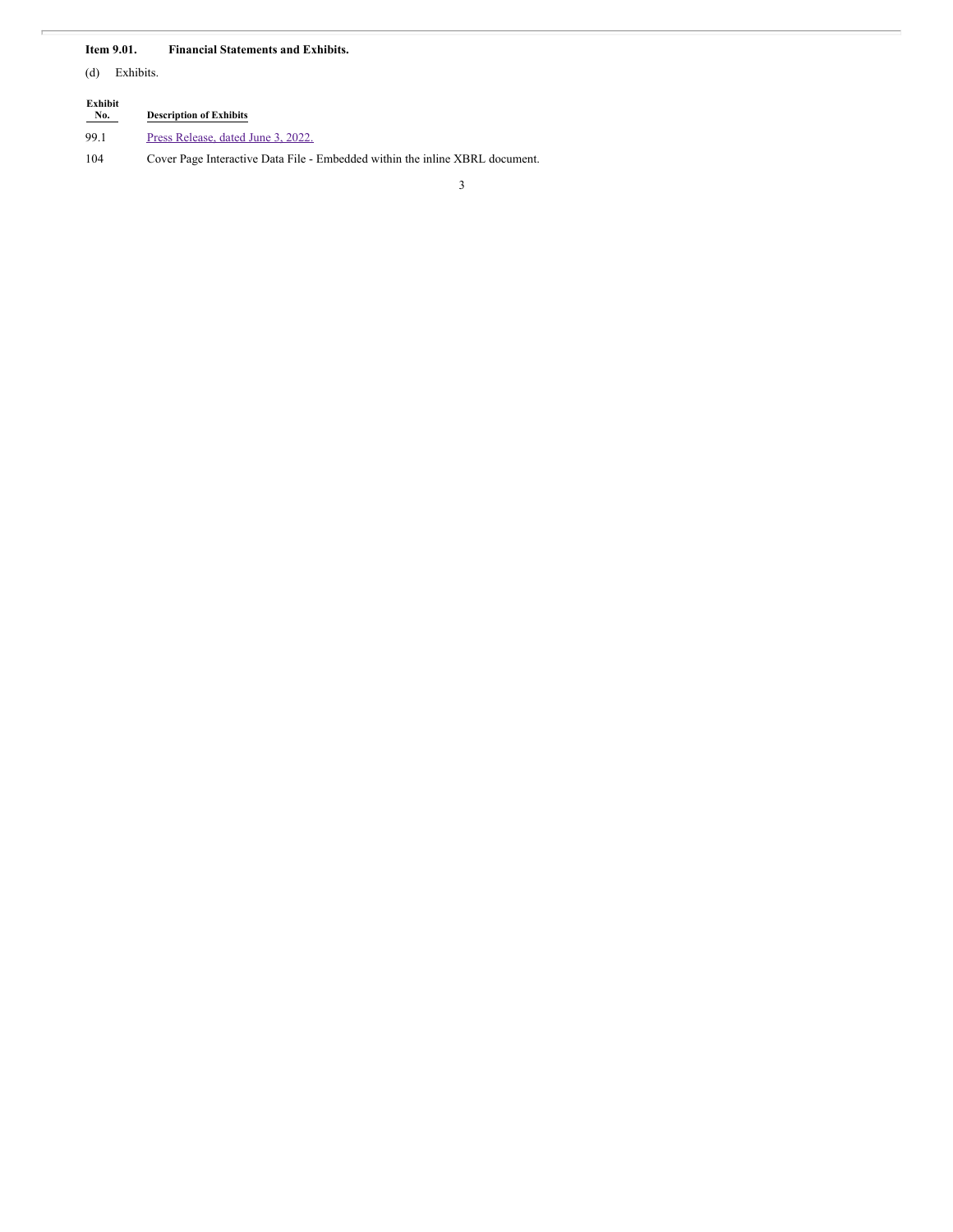**Item 9.01. Financial Statements and Exhibits.**

(d) Exhibits.

| Exhibit No. | Description of Exhibits |
| --- | --- |
| 99.1 | Press Release, dated June 3, 2022. |
| 104 | Cover Page Interactive Data File - Embedded within the inline XBRL document. |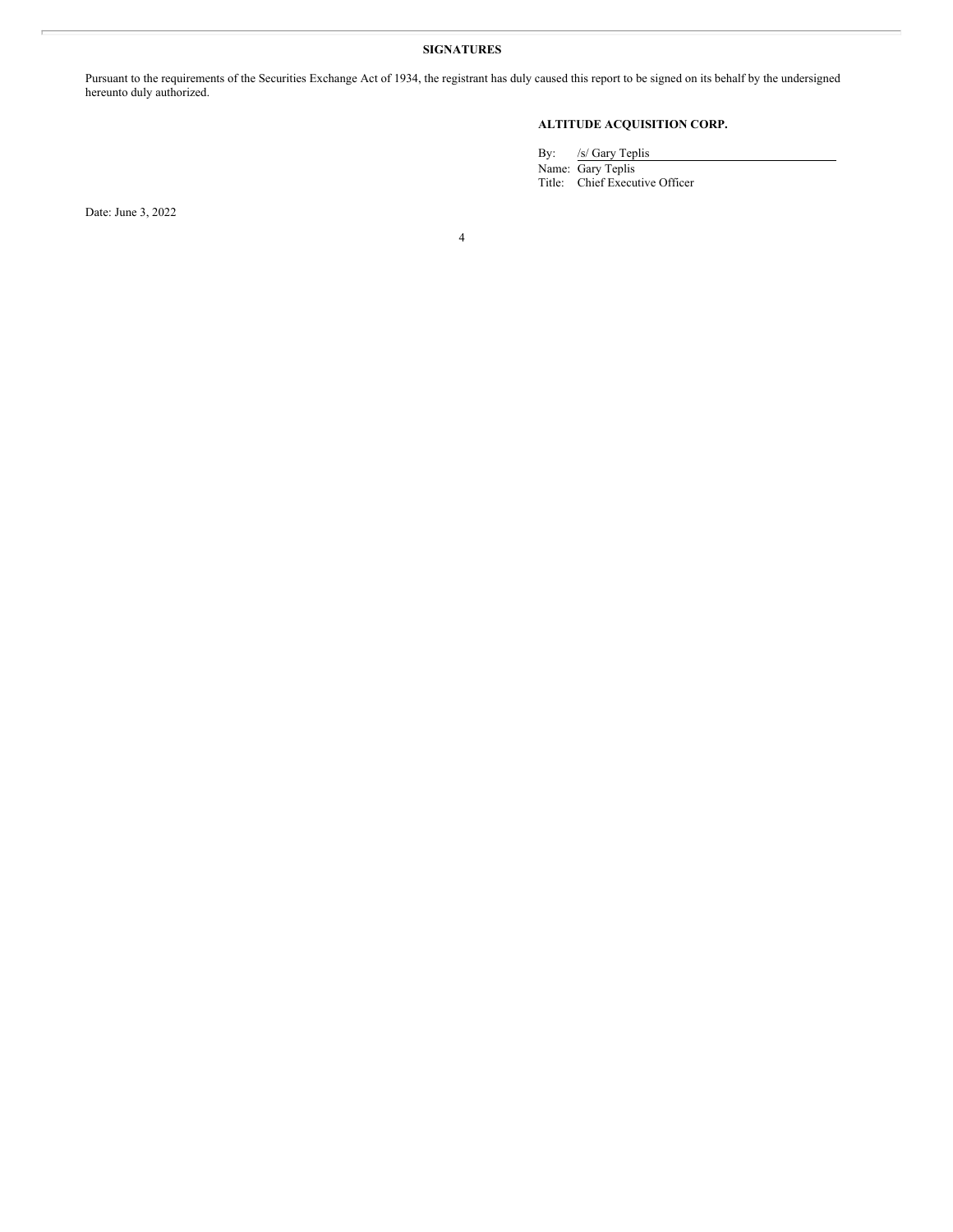**SIGNATURES**

Pursuant to the requirements of the Securities Exchange Act of 1934, the registrant has duly caused this report to be signed on its behalf by the undersigned hereunto duly authorized.

**ALTITUDE ACQUISITION CORP.**

By: /s/ Gary Teplis
Name: Gary Teplis
Title: Chief Executive Officer

Date: June 3, 2022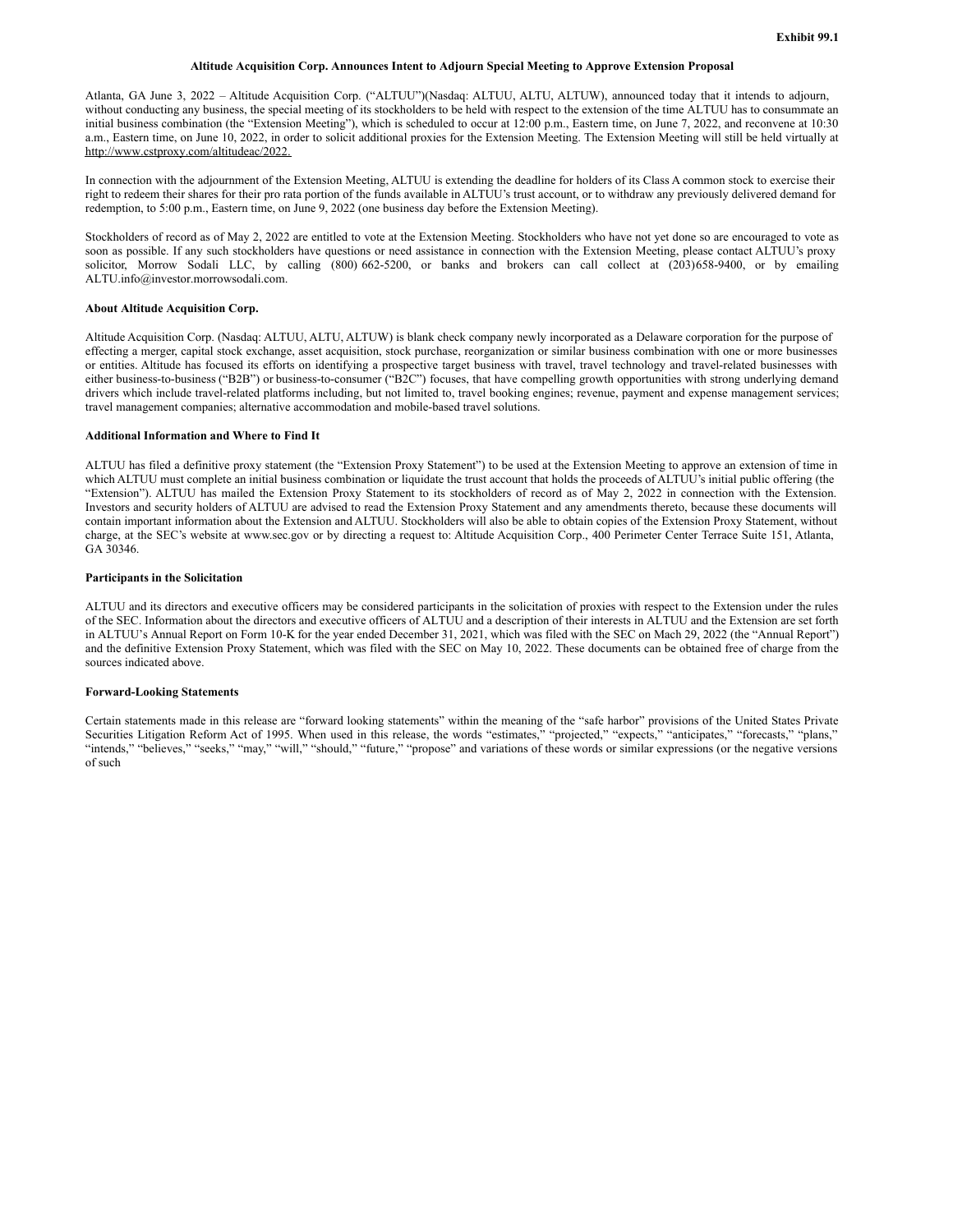**Exhibit 99.1**

**Altitude Acquisition Corp. Announces Intent to Adjourn Special Meeting to Approve Extension Proposal**

Atlanta, GA June 3, 2022 – Altitude Acquisition Corp. ("ALTUU")(Nasdaq: ALTUU, ALTU, ALTUW), announced today that it intends to adjourn, without conducting any business, the special meeting of its stockholders to be held with respect to the extension of the time ALTUU has to consummate an initial business combination (the "Extension Meeting"), which is scheduled to occur at 12:00 p.m., Eastern time, on June 7, 2022, and reconvene at 10:30 a.m., Eastern time, on June 10, 2022, in order to solicit additional proxies for the Extension Meeting. The Extension Meeting will still be held virtually at http://www.cstproxy.com/altitudeac/2022.

In connection with the adjournment of the Extension Meeting, ALTUU is extending the deadline for holders of its Class A common stock to exercise their right to redeem their shares for their pro rata portion of the funds available in ALTUU's trust account, or to withdraw any previously delivered demand for redemption, to 5:00 p.m., Eastern time, on June 9, 2022 (one business day before the Extension Meeting).

Stockholders of record as of May 2, 2022 are entitled to vote at the Extension Meeting. Stockholders who have not yet done so are encouraged to vote as soon as possible. If any such stockholders have questions or need assistance in connection with the Extension Meeting, please contact ALTUU's proxy solicitor, Morrow Sodali LLC, by calling (800) 662-5200, or banks and brokers can call collect at (203)658-9400, or by emailing ALTU.info@investor.morrowsodali.com.

**About Altitude Acquisition Corp.**

Altitude Acquisition Corp. (Nasdaq: ALTUU, ALTU, ALTUW) is blank check company newly incorporated as a Delaware corporation for the purpose of effecting a merger, capital stock exchange, asset acquisition, stock purchase, reorganization or similar business combination with one or more businesses or entities. Altitude has focused its efforts on identifying a prospective target business with travel, travel technology and travel-related businesses with either business-to-business ("B2B") or business-to-consumer ("B2C") focuses, that have compelling growth opportunities with strong underlying demand drivers which include travel-related platforms including, but not limited to, travel booking engines; revenue, payment and expense management services; travel management companies; alternative accommodation and mobile-based travel solutions.

**Additional Information and Where to Find It**

ALTUU has filed a definitive proxy statement (the "Extension Proxy Statement") to be used at the Extension Meeting to approve an extension of time in which ALTUU must complete an initial business combination or liquidate the trust account that holds the proceeds of ALTUU's initial public offering (the "Extension"). ALTUU has mailed the Extension Proxy Statement to its stockholders of record as of May 2, 2022 in connection with the Extension. Investors and security holders of ALTUU are advised to read the Extension Proxy Statement and any amendments thereto, because these documents will contain important information about the Extension and ALTUU. Stockholders will also be able to obtain copies of the Extension Proxy Statement, without charge, at the SEC's website at www.sec.gov or by directing a request to: Altitude Acquisition Corp., 400 Perimeter Center Terrace Suite 151, Atlanta, GA 30346.

**Participants in the Solicitation**

ALTUU and its directors and executive officers may be considered participants in the solicitation of proxies with respect to the Extension under the rules of the SEC. Information about the directors and executive officers of ALTUU and a description of their interests in ALTUU and the Extension are set forth in ALTUU's Annual Report on Form 10-K for the year ended December 31, 2021, which was filed with the SEC on Mach 29, 2022 (the "Annual Report") and the definitive Extension Proxy Statement, which was filed with the SEC on May 10, 2022. These documents can be obtained free of charge from the sources indicated above.

**Forward-Looking Statements**

Certain statements made in this release are "forward looking statements" within the meaning of the "safe harbor" provisions of the United States Private Securities Litigation Reform Act of 1995. When used in this release, the words "estimates," "projected," "expects," "anticipates," "forecasts," "plans," "intends," "believes," "seeks," "may," "will," "should," "future," "propose" and variations of these words or similar expressions (or the negative versions of such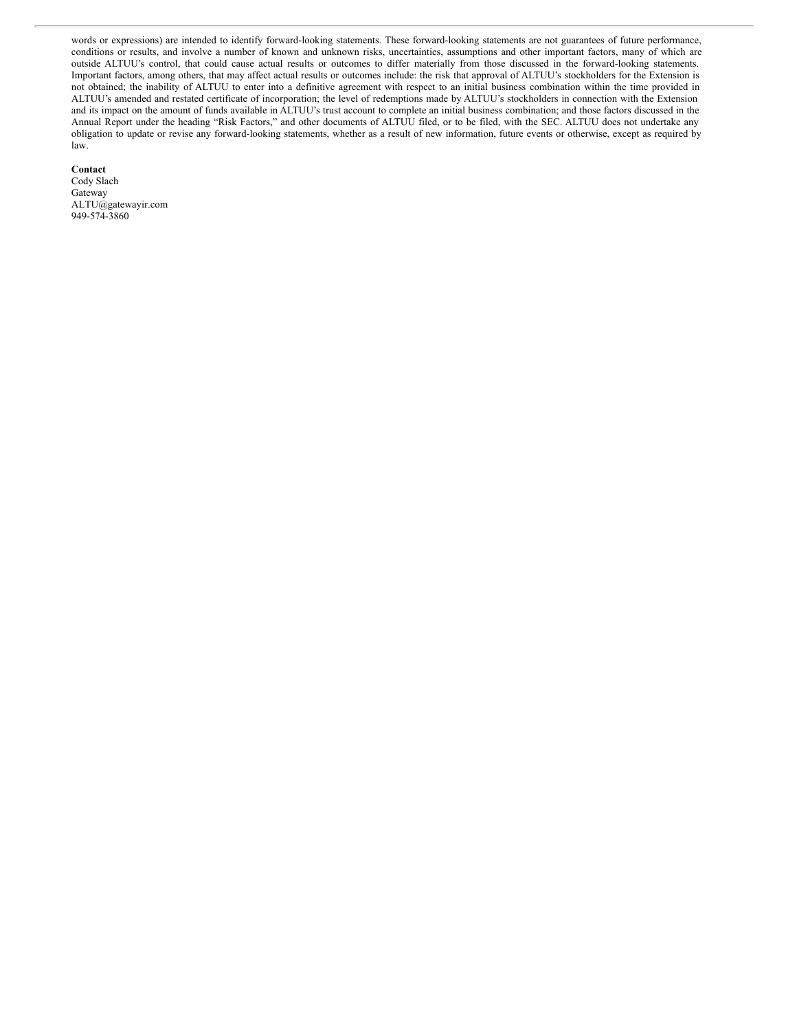words or expressions) are intended to identify forward-looking statements. These forward-looking statements are not guarantees of future performance, conditions or results, and involve a number of known and unknown risks, uncertainties, assumptions and other important factors, many of which are outside ALTUU's control, that could cause actual results or outcomes to differ materially from those discussed in the forward-looking statements. Important factors, among others, that may affect actual results or outcomes include: the risk that approval of ALTUU's stockholders for the Extension is not obtained; the inability of ALTUU to enter into a definitive agreement with respect to an initial business combination within the time provided in ALTUU's amended and restated certificate of incorporation; the level of redemptions made by ALTUU's stockholders in connection with the Extension and its impact on the amount of funds available in ALTUU's trust account to complete an initial business combination; and those factors discussed in the Annual Report under the heading "Risk Factors," and other documents of ALTUU filed, or to be filed, with the SEC. ALTUU does not undertake any obligation to update or revise any forward-looking statements, whether as a result of new information, future events or otherwise, except as required by law.

**Contact**
Cody Slach
Gateway
ALTU@gatewayir.com
949-574-3860